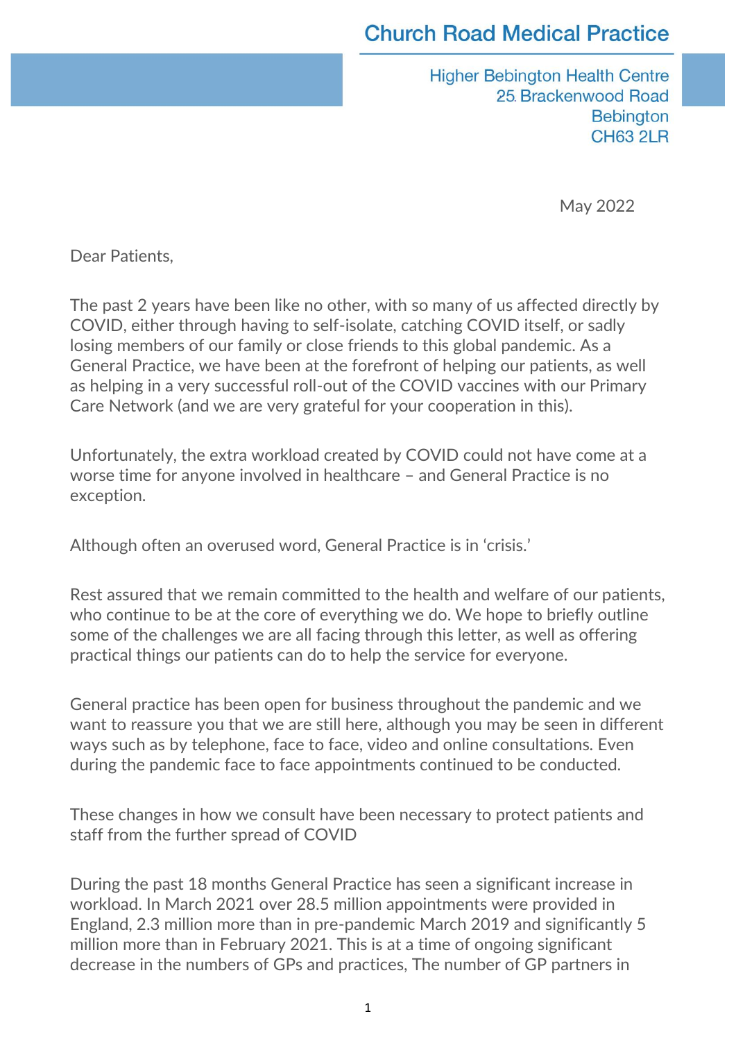# Church Road Medical Practice

Higher Bebington Health Centre
25. Brackenwood Road
Bebington
CH63 2LR

May 2022

Dear Patients,

The past 2 years have been like no other, with so many of us affected directly by COVID, either through having to self-isolate, catching COVID itself, or sadly losing members of our family or close friends to this global pandemic. As a General Practice, we have been at the forefront of helping our patients, as well as helping in a very successful roll-out of the COVID vaccines with our Primary Care Network (and we are very grateful for your cooperation in this).

Unfortunately, the extra workload created by COVID could not have come at a worse time for anyone involved in healthcare – and General Practice is no exception.

Although often an overused word, General Practice is in 'crisis.'

Rest assured that we remain committed to the health and welfare of our patients, who continue to be at the core of everything we do. We hope to briefly outline some of the challenges we are all facing through this letter, as well as offering practical things our patients can do to help the service for everyone.

General practice has been open for business throughout the pandemic and we want to reassure you that we are still here, although you may be seen in different ways such as by telephone, face to face, video and online consultations. Even during the pandemic face to face appointments continued to be conducted.

These changes in how we consult have been necessary to protect patients and staff from the further spread of COVID

During the past 18 months General Practice has seen a significant increase in workload. In March 2021 over 28.5 million appointments were provided in England, 2.3 million more than in pre-pandemic March 2019 and significantly 5 million more than in February 2021. This is at a time of ongoing significant decrease in the numbers of GPs and practices, The number of GP partners in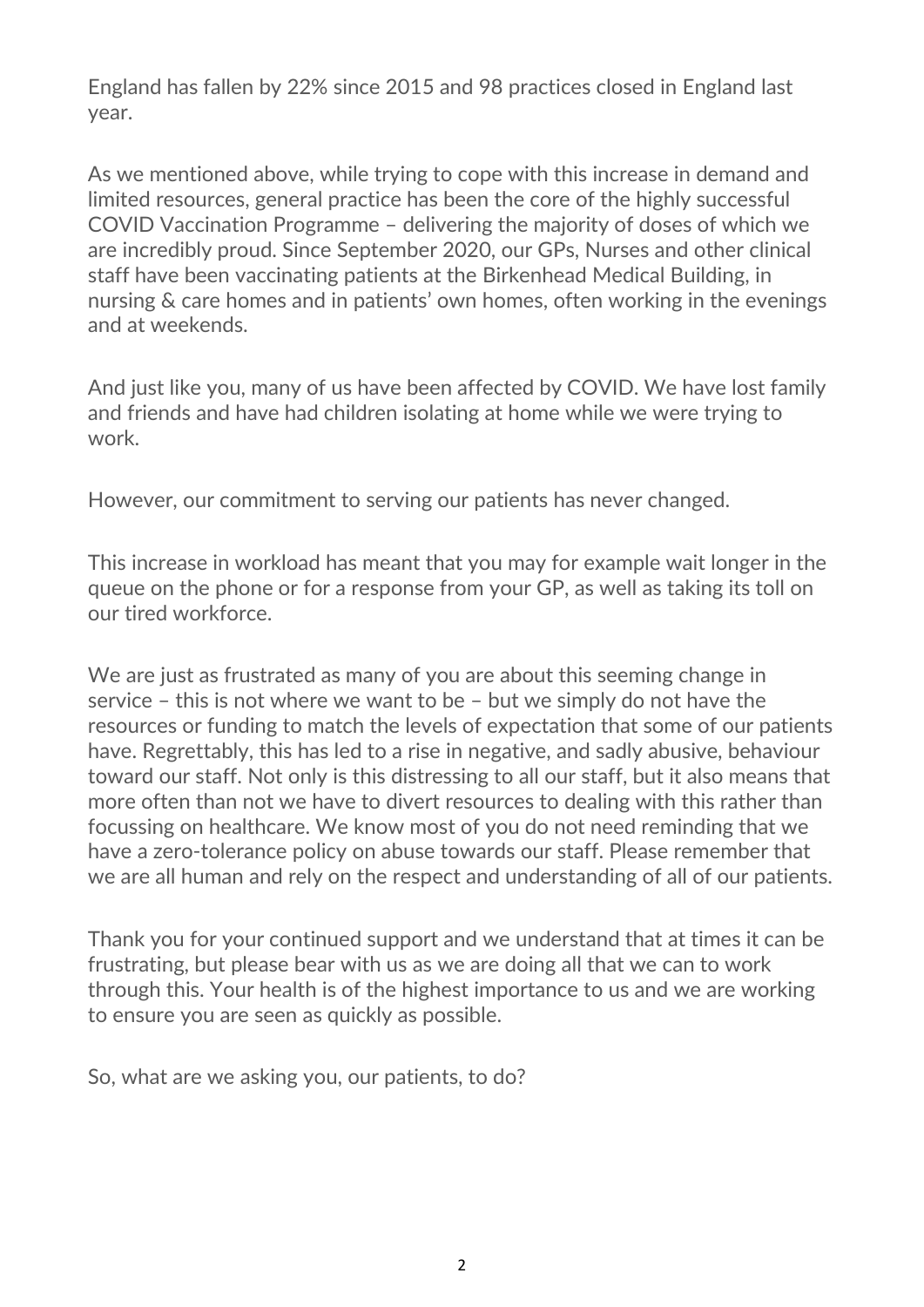England has fallen by 22% since 2015 and 98 practices closed in England last year.

As we mentioned above, while trying to cope with this increase in demand and limited resources, general practice has been the core of the highly successful COVID Vaccination Programme – delivering the majority of doses of which we are incredibly proud. Since September 2020, our GPs, Nurses and other clinical staff have been vaccinating patients at the Birkenhead Medical Building, in nursing & care homes and in patients' own homes, often working in the evenings and at weekends.

And just like you, many of us have been affected by COVID. We have lost family and friends and have had children isolating at home while we were trying to work.

However, our commitment to serving our patients has never changed.

This increase in workload has meant that you may for example wait longer in the queue on the phone or for a response from your GP, as well as taking its toll on our tired workforce.

We are just as frustrated as many of you are about this seeming change in service – this is not where we want to be – but we simply do not have the resources or funding to match the levels of expectation that some of our patients have. Regrettably, this has led to a rise in negative, and sadly abusive, behaviour toward our staff. Not only is this distressing to all our staff, but it also means that more often than not we have to divert resources to dealing with this rather than focussing on healthcare. We know most of you do not need reminding that we have a zero-tolerance policy on abuse towards our staff. Please remember that we are all human and rely on the respect and understanding of all of our patients.

Thank you for your continued support and we understand that at times it can be frustrating, but please bear with us as we are doing all that we can to work through this. Your health is of the highest importance to us and we are working to ensure you are seen as quickly as possible.

So, what are we asking you, our patients, to do?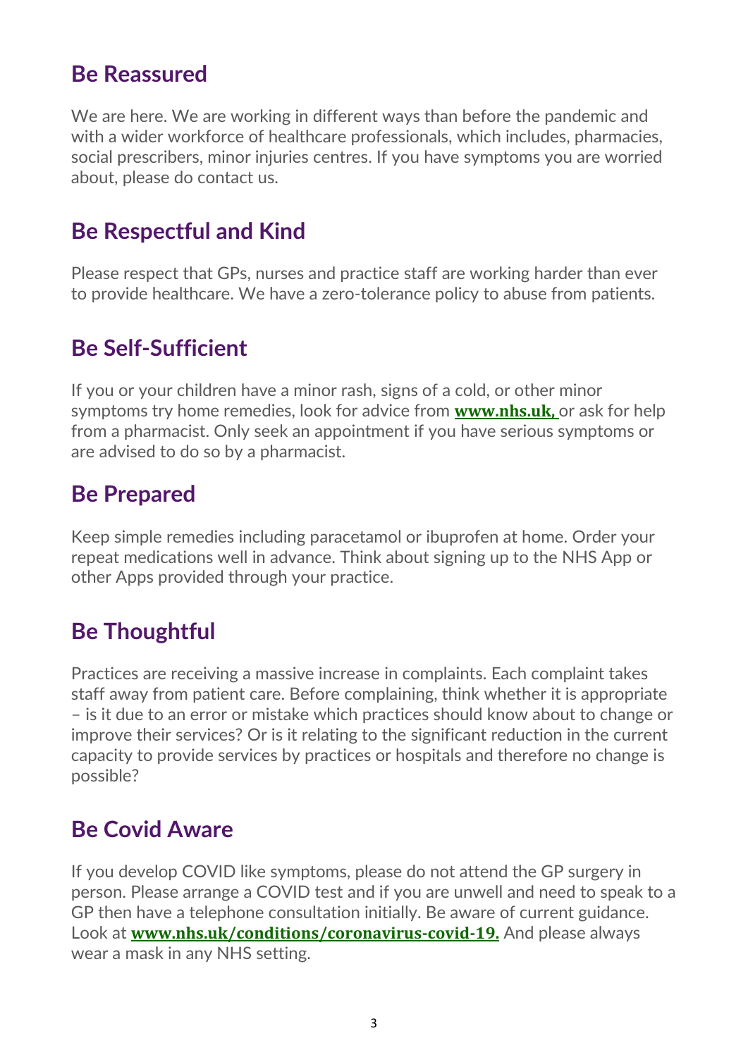## Be Reassured

We are here. We are working in different ways than before the pandemic and with a wider workforce of healthcare professionals, which includes, pharmacies, social prescribers, minor injuries centres. If you have symptoms you are worried about, please do contact us.

## Be Respectful and Kind

Please respect that GPs, nurses and practice staff are working harder than ever to provide healthcare. We have a zero-tolerance policy to abuse from patients.

## Be Self-Sufficient

If you or your children have a minor rash, signs of a cold, or other minor symptoms try home remedies, look for advice from **www.nhs.uk,** or ask for help from a pharmacist. Only seek an appointment if you have serious symptoms or are advised to do so by a pharmacist.

## Be Prepared

Keep simple remedies including paracetamol or ibuprofen at home. Order your repeat medications well in advance. Think about signing up to the NHS App or other Apps provided through your practice.

## Be Thoughtful

Practices are receiving a massive increase in complaints. Each complaint takes staff away from patient care. Before complaining, think whether it is appropriate – is it due to an error or mistake which practices should know about to change or improve their services? Or is it relating to the significant reduction in the current capacity to provide services by practices or hospitals and therefore no change is possible?

## Be Covid Aware

If you develop COVID like symptoms, please do not attend the GP surgery in person. Please arrange a COVID test and if you are unwell and need to speak to a GP then have a telephone consultation initially. Be aware of current guidance. Look at **www.nhs.uk/conditions/coronavirus-covid-19.** And please always wear a mask in any NHS setting.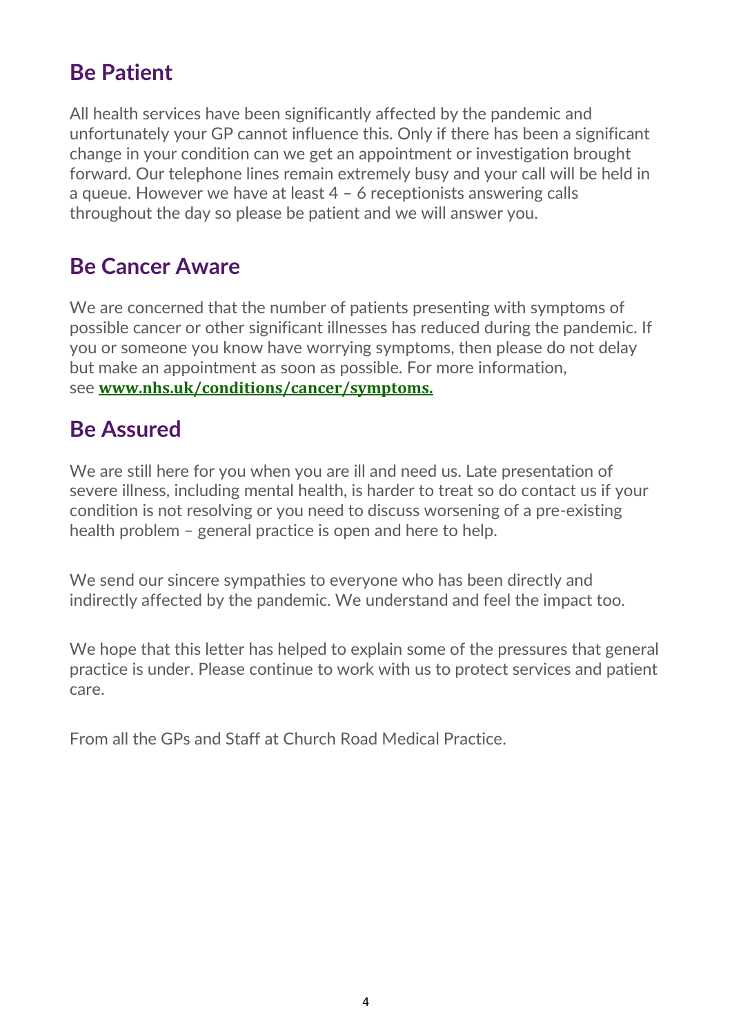## Be Patient

All health services have been significantly affected by the pandemic and unfortunately your GP cannot influence this. Only if there has been a significant change in your condition can we get an appointment or investigation brought forward. Our telephone lines remain extremely busy and your call will be held in a queue. However we have at least 4 – 6 receptionists answering calls throughout the day so please be patient and we will answer you.

## Be Cancer Aware

We are concerned that the number of patients presenting with symptoms of possible cancer or other significant illnesses has reduced during the pandemic. If you or someone you know have worrying symptoms, then please do not delay but make an appointment as soon as possible. For more information, see **www.nhs.uk/conditions/cancer/symptoms.**

## Be Assured

We are still here for you when you are ill and need us. Late presentation of severe illness, including mental health, is harder to treat so do contact us if your condition is not resolving or you need to discuss worsening of a pre-existing health problem – general practice is open and here to help.

We send our sincere sympathies to everyone who has been directly and indirectly affected by the pandemic. We understand and feel the impact too.

We hope that this letter has helped to explain some of the pressures that general practice is under. Please continue to work with us to protect services and patient care.

From all the GPs and Staff at Church Road Medical Practice.